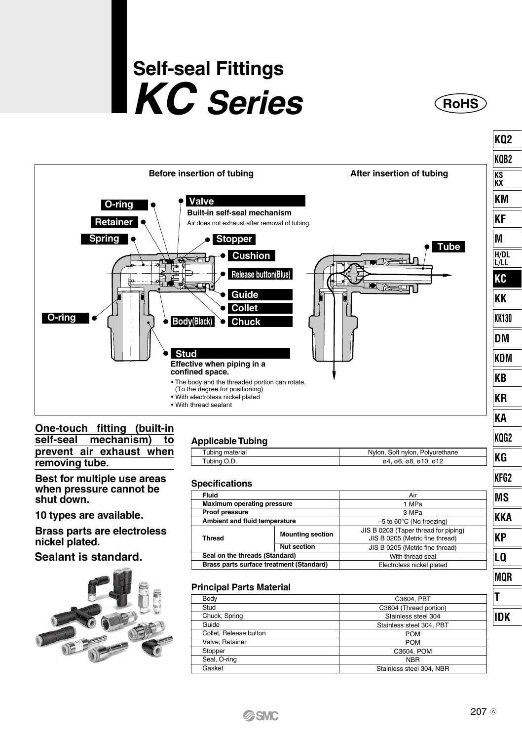# Self-seal Fittings
# *KC Series*

RoHS

**Before insertion of tubing** | **After insertion of tubing**

O-ring
Retainer
Spring
**Valve**
**Built-in self-seal mechanism**
Air does not exhaust after removal of tubing.
Stopper
Cushion
Release button(Blue)
Guide
Collet
Chuck
O-ring
Body(Black)
Tube

**Stud**
**Effective when piping in a confined space.**
- The body and the threaded portion can rotate. (To the degree for positioning)
- With electroless nickel plated
- With thread sealant

**One-touch fitting (built-in self-seal mechanism) to prevent air exhaust when removing tube.**

**Best for multiple use areas when pressure cannot be shut down.**

**10 types are available.**

**Brass parts are electroless nickel plated.**

**Sealant is standard.**

### Applicable Tubing

| Tubing material | Nylon, Soft nylon, Polyurethane |
|---|---|
| Tubing O.D. | ø4, ø6, ø8, ø10, ø12 |

### Specifications

| | | |
|---|---|---|
| **Fluid** | | Air |
| **Maximum operating pressure** | | 1 MPa |
| **Proof pressure** | | 3 MPa |
| **Ambient and fluid temperature** | | –5 to 60°C (No freezing) |
| **Thread** | **Mounting section** | JIS B 0203 (Taper thread for piping)<br>JIS B 0205 (Metric fine thread) |
| | **Nut section** | JIS B 0205 (Metric fine thread) |
| **Seal on the threads (Standard)** | | With thread seal |
| **Brass parts surface treatment (Standard)** | | Electroless nickel plated |

### Principal Parts Material

| | |
|---|---|
| Body | C3604, PBT |
| Stud | C3604 (Thread portion) |
| Chuck, Spring | Stainless steel 304 |
| Guide | Stainless steel 304, PBT |
| Collet, Release button | POM |
| Valve, Retainer | POM |
| Stopper | C3604, POM |
| Seal, O-ring | NBR |
| Gasket | Stainless steel 304, NBR |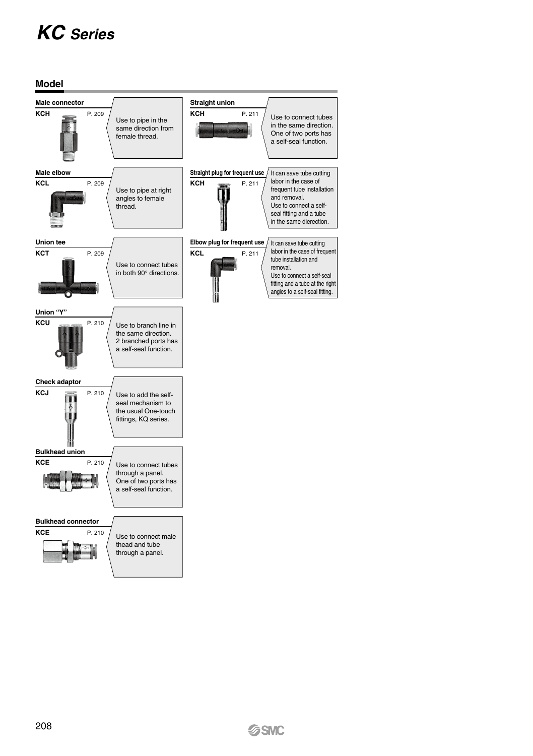# KC Series

## Model

| Model | | Page | Description |
|---|---|---|---|
| Male connector | KCH | P. 209 | Use to pipe in the same direction from female thread. |
| Male elbow | KCL | P. 209 | Use to pipe at right angles to female thread. |
| Union tee | KCT | P. 209 | Use to connect tubes in both 90° directions. |
| Union "Y" | KCU | P. 210 | Use to branch line in the same direction. 2 branched ports has a self-seal function. |
| Check adaptor | KCJ | P. 210 | Use to add the self-seal mechanism to the usual One-touch fittings, KQ series. |
| Bulkhead union | KCE | P. 210 | Use to connect tubes through a panel. One of two ports has a self-seal function. |
| Bulkhead connector | KCE | P. 210 | Use to connect male thead and tube through a panel. |
| Straight union | KCH | P. 211 | Use to connect tubes in the same direction. One of two ports has a self-seal function. |
| Straight plug for frequent use | KCH | P. 211 | It can save tube cutting labor in the case of frequent tube installation and removal. Use to connect a self-seal fitting and a tube in the same dierection. |
| Elbow plug for frequent use | KCL | P. 211 | It can save tube cutting labor in the case of frequent tube installation and removal. Use to connect a self-seal fitting and a tube at the right angles to a self-seal fitting. |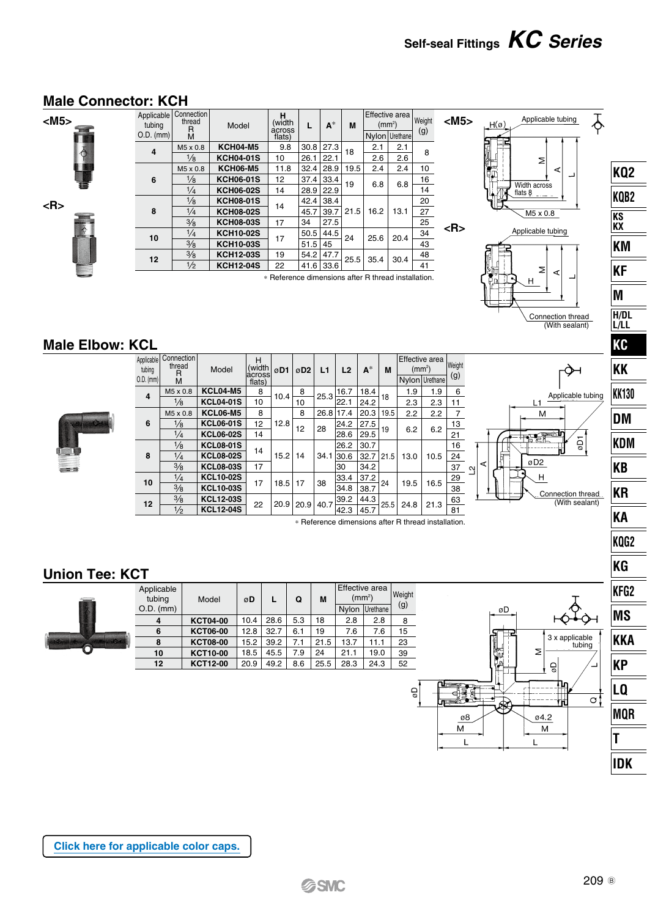## Male Connector: KCH

<M5>

<R>

| Applicable tubing O.D. (mm) | Connection thread R M | Model | H (width across flats) | L | A* | M | Effective area (mm²) | | Weight (g) |
|---|---|---|---|---|---|---|---|---|---|
| | | | | | | | Nylon | Urethane | |
| 4 | M5 x 0.8 | KCH04-M5 | 9.8 | 30.8 | 27.3 | 18 | 2.1 | 2.1 | 8 |
| | 1/8 | KCH04-01S | 10 | 26.1 | 22.1 | | 2.6 | 2.6 | |
| 6 | M5 x 0.8 | KCH06-M5 | 11.8 | 32.4 | 28.9 | 19.5 | 2.4 | 2.4 | 10 |
| | 1/8 | KCH06-01S | 12 | 37.4 | 33.4 | 19 | 6.8 | 6.8 | 16 |
| | 1/4 | KCH06-02S | 14 | 28.9 | 22.9 | | | | 14 |
| 8 | 1/8 | KCH08-01S | 14 | 42.4 | 38.4 | 21.5 | 16.2 | 13.1 | 20 |
| | 1/4 | KCH08-02S | | 45.7 | 39.7 | | | | 27 |
| | 3/8 | KCH08-03S | 17 | 34 | 27.5 | | | | 25 |
| 10 | 1/4 | KCH10-02S | 17 | 50.5 | 44.5 | 24 | 25.6 | 20.4 | 34 |
| | 3/8 | KCH10-03S | | 51.5 | 45 | | | | 43 |
| 12 | 3/8 | KCH12-03S | 19 | 54.2 | 47.7 | 25.5 | 35.4 | 30.4 | 48 |
| | 1/2 | KCH12-04S | 22 | 41.6 | 33.6 | | | | 41 |

* Reference dimensions after R thread installation.

<M5>

Applicable tubing, H(ø), M, A, L, Width across flats 8, M5 x 0.8

<R>

Applicable tubing, H, M, A, L, Connection thread (With sealant)

## Male Elbow: KCL

| Applicable tubing O.D. (mm) | Connection thread R M | Model | H (width across flats) | øD1 | øD2 | L1 | L2 | A* | M | Effective area (mm²) | | Weight (g) |
|---|---|---|---|---|---|---|---|---|---|---|---|---|
| | | | | | | | | | | Nylon | Urethane | |
| 4 | M5 x 0.8 | KCL04-M5 | 8 | 10.4 | 8 | 25.3 | 16.7 | 18.4 | 18 | 1.9 | 1.9 | 6 |
| | 1/8 | KCL04-01S | 10 | | 10 | | 22.1 | 24.2 | | 2.3 | 2.3 | 11 |
| 6 | M5 x 0.8 | KCL06-M5 | 8 | 12.8 | 8 | 26.8 | 17.4 | 20.3 | 19.5 | 2.2 | 2.2 | 7 |
| | 1/8 | KCL06-01S | 12 | | 12 | 28 | 24.2 | 27.5 | 19 | 6.2 | 6.2 | 13 |
| | 1/4 | KCL06-02S | 14 | | | | 28.6 | 29.5 | | | | 21 |
| 8 | 1/8 | KCL08-01S | 14 | 15.2 | 14 | 34.1 | 26.2 | 30.7 | 21.5 | 13.0 | 10.5 | 16 |
| | 1/4 | KCL08-02S | | | | | 30.6 | 32.7 | | | | 24 |
| | 3/8 | KCL08-03S | 17 | | | | 30 | 34.2 | | | | 37 |
| 10 | 1/4 | KCL10-02S | 17 | 18.5 | 17 | 38 | 33.4 | 37.2 | 24 | 19.5 | 16.5 | 29 |
| | 3/8 | KCL10-03S | | | | | 34.8 | 38.7 | | | | 38 |
| 12 | 3/8 | KCL12-03S | 22 | 20.9 | 20.9 | 40.7 | 39.2 | 44.3 | 25.5 | 24.8 | 21.3 | 63 |
| | 1/2 | KCL12-04S | | | | | 42.3 | 45.7 | | | | 81 |

* Reference dimensions after R thread installation.

Applicable tubing, L1, M, øD1, øD2, A, L2, H, Connection thread (With sealant)

## Union Tee: KCT

| Applicable tubing O.D. (mm) | Model | øD | L | Q | M | Effective area (mm²) | | Weight (g) |
|---|---|---|---|---|---|---|---|---|
| | | | | | | Nylon | Urethane | |
| 4 | KCT04-00 | 10.4 | 28.6 | 5.3 | 18 | 2.8 | 2.8 | 8 |
| 6 | KCT06-00 | 12.8 | 32.7 | 6.1 | 19 | 7.6 | 7.6 | 15 |
| 8 | KCT08-00 | 15.2 | 39.2 | 7.1 | 21.5 | 13.7 | 11.1 | 23 |
| 10 | KCT10-00 | 18.5 | 45.5 | 7.9 | 24 | 21.1 | 19.0 | 39 |
| 12 | KCT12-00 | 20.9 | 49.2 | 8.6 | 25.5 | 28.3 | 24.3 | 52 |

øD, 3 x applicable tubing, M, øD, L, Q, øD, ø8, ø4.2, M, M, L, L

Click here for applicable color caps.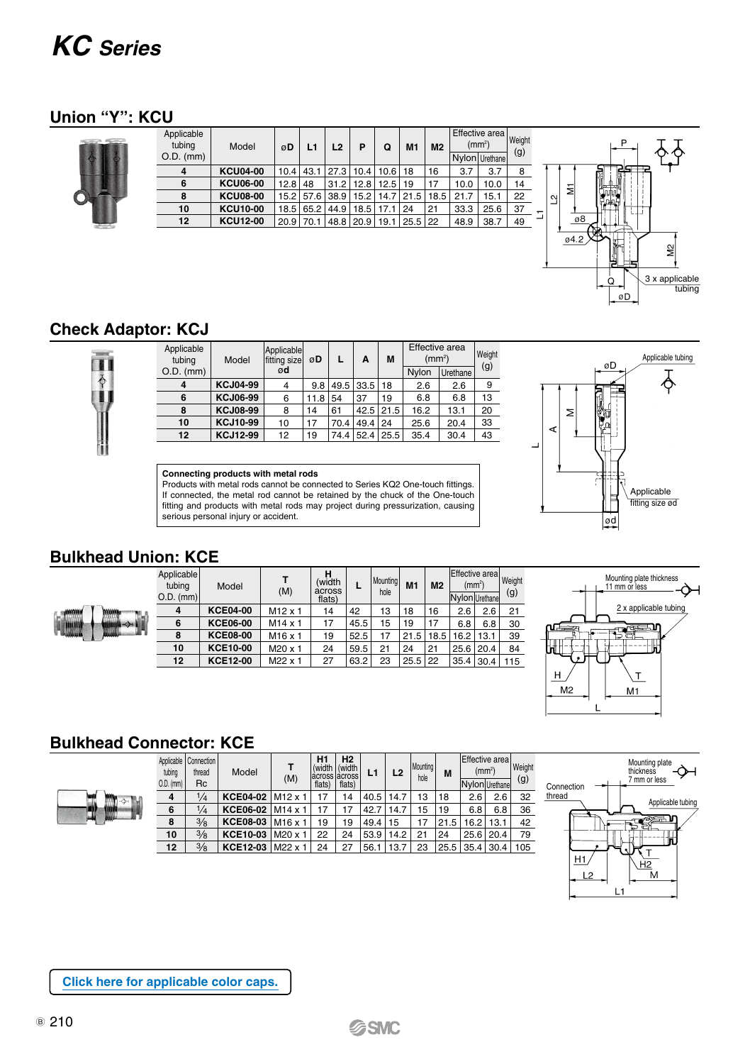# KC Series

## Union "Y": KCU

| Applicable tubing O.D. (mm) | Model | øD | L1 | L2 | P | Q | M1 | M2 | Effective area (mm²) Nylon | Effective area (mm²) Urethane | Weight (g) |
|---|---|---|---|---|---|---|---|---|---|---|---|
| 4 | KCU04-00 | 10.4 | 43.1 | 27.3 | 10.4 | 10.6 | 18 | 16 | 3.7 | 3.7 | 8 |
| 6 | KCU06-00 | 12.8 | 48 | 31.2 | 12.8 | 12.5 | 19 | 17 | 10.0 | 10.0 | 14 |
| 8 | KCU08-00 | 15.2 | 57.6 | 38.9 | 15.2 | 14.7 | 21.5 | 18.5 | 21.7 | 15.1 | 22 |
| 10 | KCU10-00 | 18.5 | 65.2 | 44.9 | 18.5 | 17.1 | 24 | 21 | 33.3 | 25.6 | 37 |
| 12 | KCU12-00 | 20.9 | 70.1 | 48.8 | 20.9 | 19.1 | 25.5 | 22 | 48.9 | 38.7 | 49 |

P, L1, L2, M1, ø8, ø4.2, M2, Q, øD, 3 x applicable tubing

## Check Adaptor: KCJ

| Applicable tubing O.D. (mm) | Model | Applicable fitting size ød | øD | L | A | M | Effective area (mm²) Nylon | Effective area (mm²) Urethane | Weight (g) |
|---|---|---|---|---|---|---|---|---|---|
| 4 | KCJ04-99 | 4 | 9.8 | 49.5 | 33.5 | 18 | 2.6 | 2.6 | 9 |
| 6 | KCJ06-99 | 6 | 11.8 | 54 | 37 | 19 | 6.8 | 6.8 | 13 |
| 8 | KCJ08-99 | 8 | 14 | 61 | 42.5 | 21.5 | 16.2 | 13.1 | 20 |
| 10 | KCJ10-99 | 10 | 17 | 70.4 | 49.4 | 24 | 25.6 | 20.4 | 33 |
| 12 | KCJ12-99 | 12 | 19 | 74.4 | 52.4 | 25.5 | 35.4 | 30.4 | 43 |

øD, Applicable tubing, A, M, L, Applicable fitting size ød, ød

**Connecting products with metal rods**
Products with metal rods cannot be connected to Series KQ2 One-touch fittings. If connected, the metal rod cannot be retained by the chuck of the One-touch fitting and products with metal rods may project during pressurization, causing serious personal injury or accident.

## Bulkhead Union: KCE

| Applicable tubing O.D. (mm) | Model | T (M) | H (width across flats) | L | Mounting hole | M1 | M2 | Effective area (mm²) Nylon | Effective area (mm²) Urethane | Weight (g) |
|---|---|---|---|---|---|---|---|---|---|---|
| 4 | KCE04-00 | M12 x 1 | 14 | 42 | 13 | 18 | 16 | 2.6 | 2.6 | 21 |
| 6 | KCE06-00 | M14 x 1 | 17 | 45.5 | 15 | 19 | 17 | 6.8 | 6.8 | 30 |
| 8 | KCE08-00 | M16 x 1 | 19 | 52.5 | 17 | 21.5 | 18.5 | 16.2 | 13.1 | 39 |
| 10 | KCE10-00 | M20 x 1 | 24 | 59.5 | 21 | 24 | 21 | 25.6 | 20.4 | 84 |
| 12 | KCE12-00 | M22 x 1 | 27 | 63.2 | 23 | 25.5 | 22 | 35.4 | 30.4 | 115 |

Mounting plate thickness 11 mm or less, 2 x applicable tubing, H, T, M2, M1, L

## Bulkhead Connector: KCE

| Applicable tubing O.D. (mm) | Connection thread Rc | Model | T (M) | H1 (width across flats) | H2 (width across flats) | L1 | L2 | Mounting hole | M | Effective area (mm²) Nylon | Effective area (mm²) Urethane | Weight (g) |
|---|---|---|---|---|---|---|---|---|---|---|---|---|
| 4 | 1/4 | KCE04-02 | M12 x 1 | 17 | 14 | 40.5 | 14.7 | 13 | 18 | 2.6 | 2.6 | 32 |
| 6 | 1/4 | KCE06-02 | M14 x 1 | 17 | 17 | 42.7 | 14.7 | 15 | 19 | 6.8 | 6.8 | 36 |
| 8 | 3/8 | KCE08-03 | M16 x 1 | 19 | 19 | 49.4 | 15 | 17 | 21.5 | 16.2 | 13.1 | 42 |
| 10 | 3/8 | KCE10-03 | M20 x 1 | 22 | 24 | 53.9 | 14.2 | 21 | 24 | 25.6 | 20.4 | 79 |
| 12 | 3/8 | KCE12-03 | M22 x 1 | 24 | 27 | 56.1 | 13.7 | 23 | 25.5 | 35.4 | 30.4 | 105 |

Connection thread, Mounting plate thickness 7 mm or less, Applicable tubing, H1, T, H2, L2, M, L1

Click here for applicable color caps.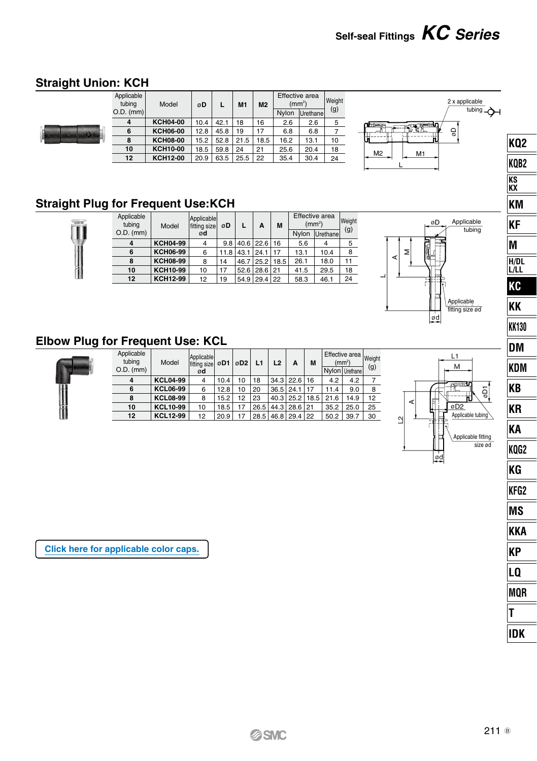## Self-seal Fittings KC Series

## Straight Union: KCH

| Applicable tubing O.D. (mm) | Model | øD | L | M1 | M2 | Effective area (mm²) | | Weight (g) |
|---|---|---|---|---|---|---|---|---|
| | | | | | | Nylon | Urethane | |
| 4 | KCH04-00 | 10.4 | 42.1 | 18 | 16 | 2.6 | 2.6 | 5 |
| 6 | KCH06-00 | 12.8 | 45.8 | 19 | 17 | 6.8 | 6.8 | 7 |
| 8 | KCH08-00 | 15.2 | 52.8 | 21.5 | 18.5 | 16.2 | 13.1 | 10 |
| 10 | KCH10-00 | 18.5 | 59.8 | 24 | 21 | 25.6 | 20.4 | 18 |
| 12 | KCH12-00 | 20.9 | 63.5 | 25.5 | 22 | 35.4 | 30.4 | 24 |

2 x applicable tubing

## Straight Plug for Frequent Use:KCH

| Applicable tubing O.D. (mm) | Model | Applicable fitting size ød | øD | L | A | M | Effective area (mm²) | | Weight (g) |
|---|---|---|---|---|---|---|---|---|---|
| | | | | | | | Nylon | Urethane | |
| 4 | KCH04-99 | 4 | 9.8 | 40.6 | 22.6 | 16 | 5.6 | 4 | 5 |
| 6 | KCH06-99 | 6 | 11.8 | 43.1 | 24.1 | 17 | 13.1 | 10.4 | 8 |
| 8 | KCH08-99 | 8 | 14 | 46.7 | 25.2 | 18.5 | 26.1 | 18.0 | 11 |
| 10 | KCH10-99 | 10 | 17 | 52.6 | 28.6 | 21 | 41.5 | 29.5 | 18 |
| 12 | KCH12-99 | 12 | 19 | 54.9 | 29.4 | 22 | 58.3 | 46.1 | 24 |

Applicable tubing

Applicable fitting size ød

## Elbow Plug for Frequent Use: KCL

| Applicable tubing O.D. (mm) | Model | Applicable fitting size ød | øD1 | øD2 | L1 | L2 | A | M | Effective area (mm²) | | Weight (g) |
|---|---|---|---|---|---|---|---|---|---|---|---|
| | | | | | | | | | Nylon | Urethane | |
| 4 | KCL04-99 | 4 | 10.4 | 10 | 18 | 34.3 | 22.6 | 16 | 4.2 | 4.2 | 7 |
| 6 | KCL06-99 | 6 | 12.8 | 10 | 20 | 36.5 | 24.1 | 17 | 11.4 | 9.0 | 8 |
| 8 | KCL08-99 | 8 | 15.2 | 12 | 23 | 40.3 | 25.2 | 18.5 | 21.6 | 14.9 | 12 |
| 10 | KCL10-99 | 10 | 18.5 | 17 | 26.5 | 44.3 | 28.6 | 21 | 35.2 | 25.0 | 25 |
| 12 | KCL12-99 | 12 | 20.9 | 17 | 28.5 | 46.8 | 29.4 | 22 | 50.2 | 39.7 | 30 |

Applicable tubing

Applicable fitting size ød

Click here for applicable color caps.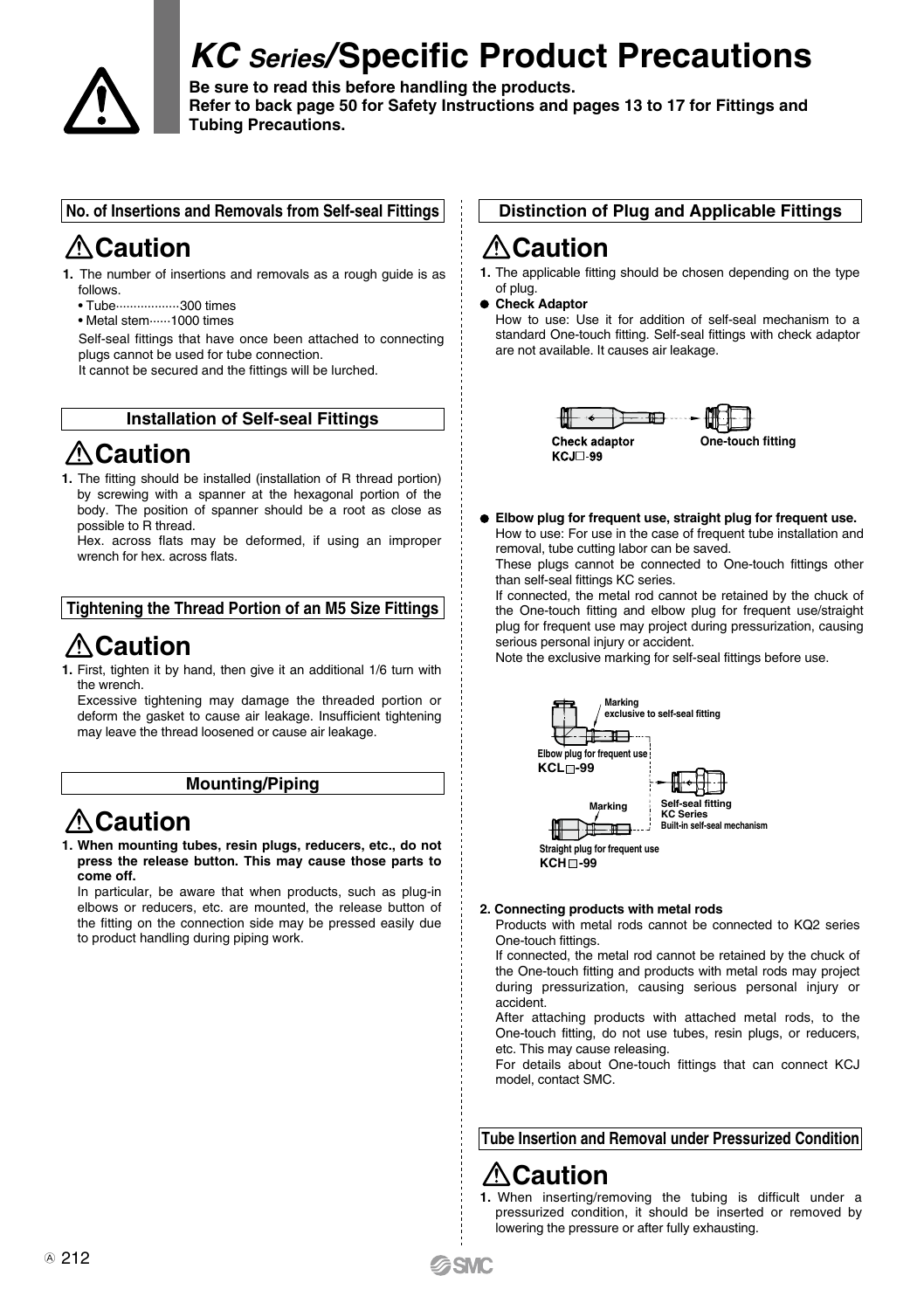# KC Series/Specific Product Precautions

**Be sure to read this before handling the products.**
**Refer to back page 50 for Safety Instructions and pages 13 to 17 for Fittings and Tubing Precautions.**

## No. of Insertions and Removals from Self-seal Fittings

### ⚠Caution

**1.** The number of insertions and removals as a rough guide is as follows.

- Tube··················300 times
- Metal stem······1000 times

Self-seal fittings that have once been attached to connecting plugs cannot be used for tube connection.
It cannot be secured and the fittings will be lurched.

## Installation of Self-seal Fittings

### ⚠Caution

**1.** The fitting should be installed (installation of R thread portion) by screwing with a spanner at the hexagonal portion of the body. The position of spanner should be a root as close as possible to R thread.
Hex. across flats may be deformed, if using an improper wrench for hex. across flats.

## Tightening the Thread Portion of an M5 Size Fittings

### ⚠Caution

**1.** First, tighten it by hand, then give it an additional 1/6 turn with the wrench.
Excessive tightening may damage the threaded portion or deform the gasket to cause air leakage. Insufficient tightening may leave the thread loosened or cause air leakage.

## Mounting/Piping

### ⚠Caution

**1. When mounting tubes, resin plugs, reducers, etc., do not press the release button. This may cause those parts to come off.**
In particular, be aware that when products, such as plug-in elbows or reducers, etc. are mounted, the release button of the fitting on the connection side may be pressed easily due to product handling during piping work.

## Distinction of Plug and Applicable Fittings

### ⚠Caution

**1.** The applicable fitting should be chosen depending on the type of plug.

- **Check Adaptor**
  How to use: Use it for addition of self-seal mechanism to a standard One-touch fitting. Self-seal fittings with check adaptor are not available. It causes air leakage.

Check adaptor
KCJ□-99

One-touch fitting

- **Elbow plug for frequent use, straight plug for frequent use.**
  How to use: For use in the case of frequent tube installation and removal, tube cutting labor can be saved.
  These plugs cannot be connected to One-touch fittings other than self-seal fittings KC series.
  If connected, the metal rod cannot be retained by the chuck of the One-touch fitting and elbow plug for frequent use/straight plug for frequent use may project during pressurization, causing serious personal injury or accident.
  Note the exclusive marking for self-seal fittings before use.

Marking
exclusive to self-seal fitting

Elbow plug for frequent use
KCL□-99

Marking

Self-seal fitting
KC Series
Built-in self-seal mechanism

Straight plug for frequent use
KCH□-99

**2. Connecting products with metal rods**
Products with metal rods cannot be connected to KQ2 series One-touch fittings.
If connected, the metal rod cannot be retained by the chuck of the One-touch fitting and products with metal rods may project during pressurization, causing serious personal injury or accident.
After attaching products with attached metal rods, to the One-touch fitting, do not use tubes, resin plugs, or reducers, etc. This may cause releasing.
For details about One-touch fittings that can connect KCJ model, contact SMC.

## Tube Insertion and Removal under Pressurized Condition

### ⚠Caution

**1.** When inserting/removing the tubing is difficult under a pressurized condition, it should be inserted or removed by lowering the pressure or after fully exhausting.